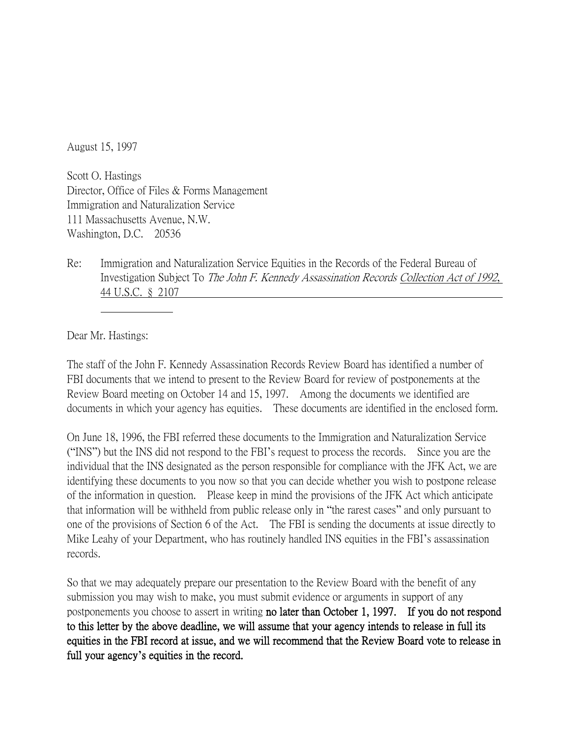August 15, 1997

Scott O. Hastings
Director, Office of Files & Forms Management
Immigration and Naturalization Service
111 Massachusetts Avenue, N.W.
Washington, D.C. 20536

Re: Immigration and Naturalization Service Equities in the Records of the Federal Bureau of Investigation Subject To *The John F. Kennedy Assassination Records Collection Act of 1992*, 44 U.S.C. § 2107

Dear Mr. Hastings:

The staff of the John F. Kennedy Assassination Records Review Board has identified a number of FBI documents that we intend to present to the Review Board for review of postponements at the Review Board meeting on October 14 and 15, 1997. Among the documents we identified are documents in which your agency has equities. These documents are identified in the enclosed form.

On June 18, 1996, the FBI referred these documents to the Immigration and Naturalization Service ("INS") but the INS did not respond to the FBI's request to process the records. Since you are the individual that the INS designated as the person responsible for compliance with the JFK Act, we are identifying these documents to you now so that you can decide whether you wish to postpone release of the information in question. Please keep in mind the provisions of the JFK Act which anticipate that information will be withheld from public release only in "the rarest cases" and only pursuant to one of the provisions of Section 6 of the Act. The FBI is sending the documents at issue directly to Mike Leahy of your Department, who has routinely handled INS equities in the FBI's assassination records.

So that we may adequately prepare our presentation to the Review Board with the benefit of any submission you may wish to make, you must submit evidence or arguments in support of any postponements you choose to assert in writing **no later than October 1, 1997. If you do not respond to this letter by the above deadline, we will assume that your agency intends to release in full its equities in the FBI record at issue, and we will recommend that the Review Board vote to release in full your agency's equities in the record.**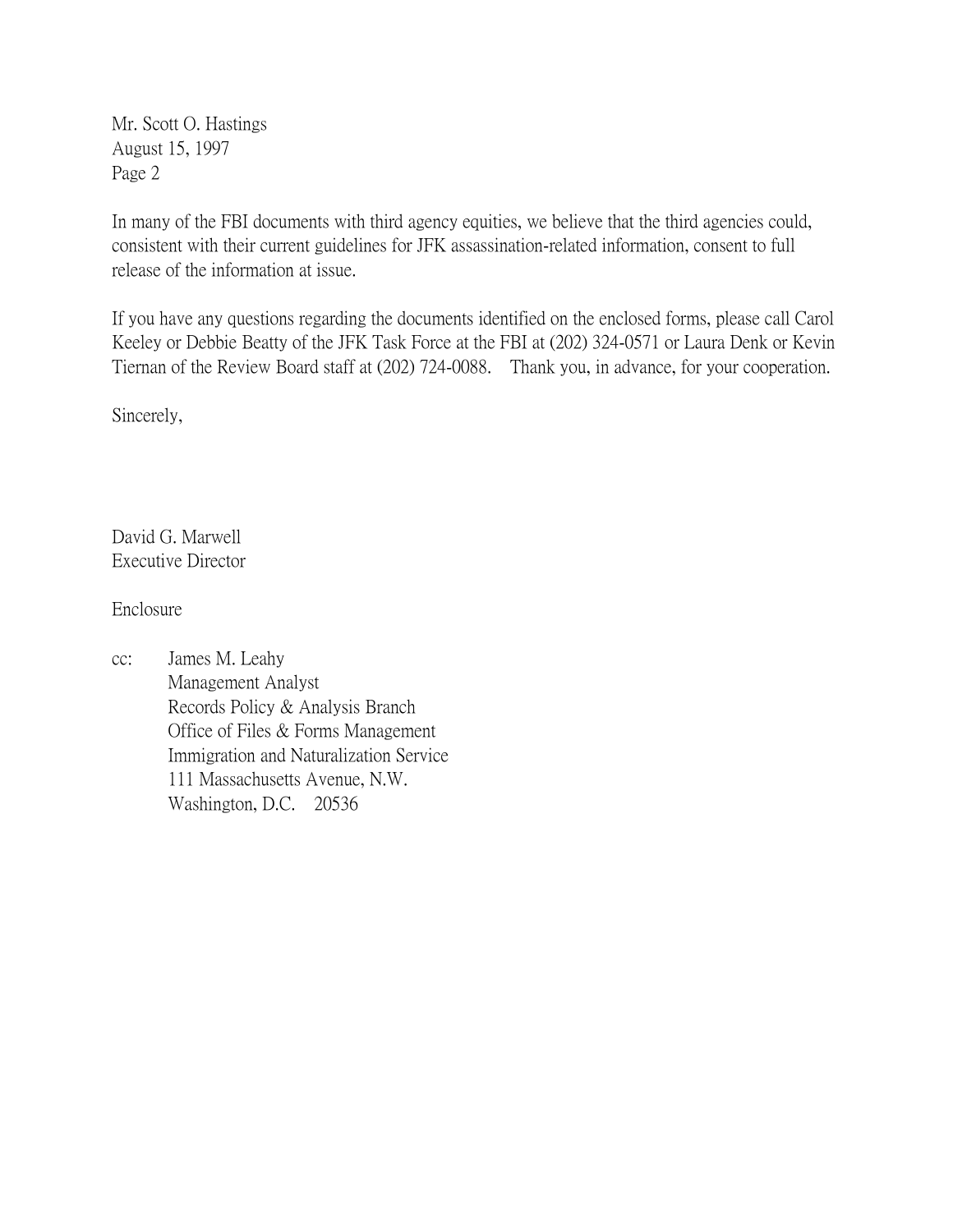Mr. Scott O. Hastings
August 15, 1997
Page 2

In many of the FBI documents with third agency equities, we believe that the third agencies could, consistent with their current guidelines for JFK assassination-related information, consent to full release of the information at issue.

If you have any questions regarding the documents identified on the enclosed forms, please call Carol Keeley or Debbie Beatty of the JFK Task Force at the FBI at (202) 324-0571 or Laura Denk or Kevin Tiernan of the Review Board staff at (202) 724-0088. Thank you, in advance, for your cooperation.

Sincerely,

David G. Marwell
Executive Director

Enclosure

cc: James M. Leahy
Management Analyst
Records Policy & Analysis Branch
Office of Files & Forms Management
Immigration and Naturalization Service
111 Massachusetts Avenue, N.W.
Washington, D.C. 20536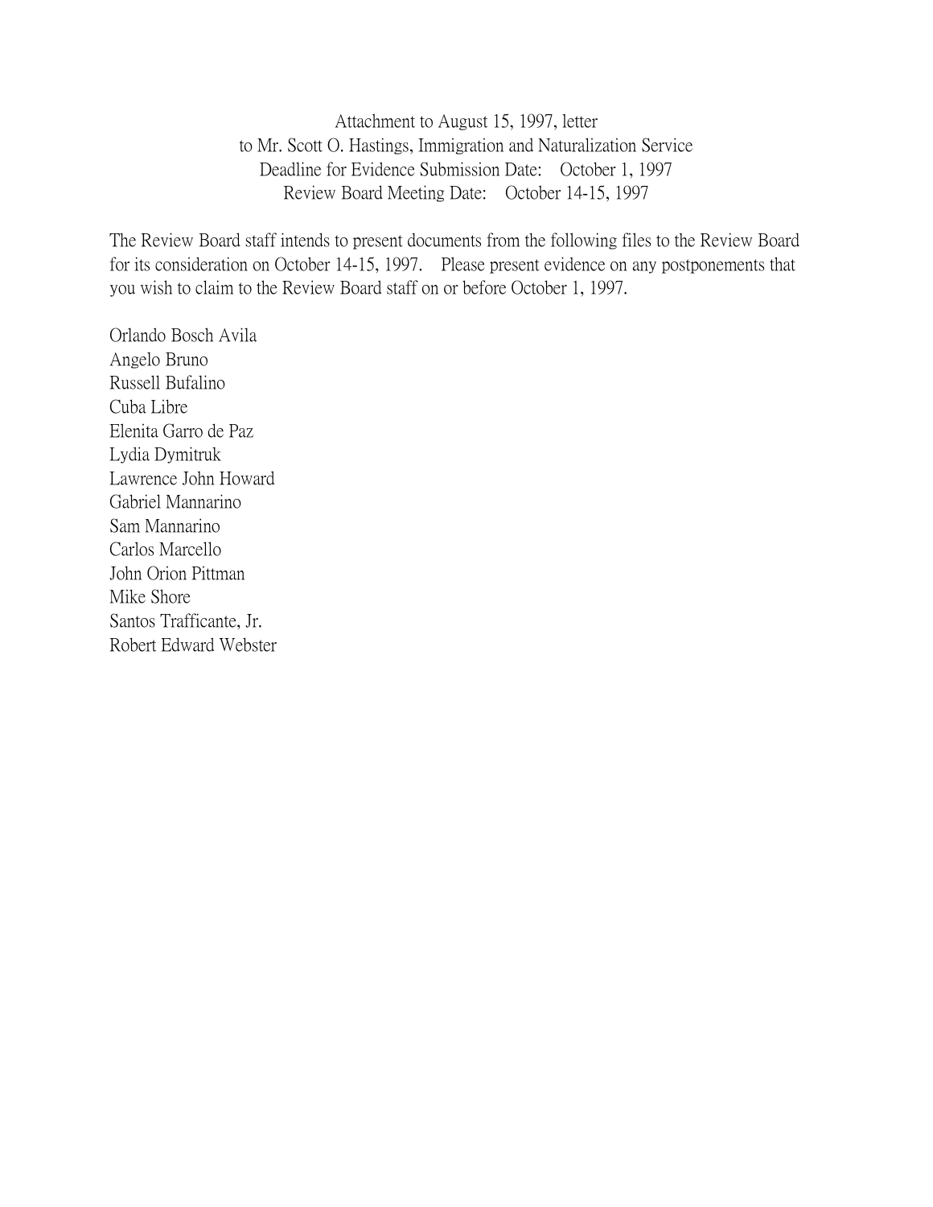Attachment to August 15, 1997, letter
to Mr. Scott O. Hastings, Immigration and Naturalization Service
Deadline for Evidence Submission Date: October 1, 1997
Review Board Meeting Date: October 14-15, 1997

The Review Board staff intends to present documents from the following files to the Review Board for its consideration on October 14-15, 1997. Please present evidence on any postponements that you wish to claim to the Review Board staff on or before October 1, 1997.

Orlando Bosch Avila
Angelo Bruno
Russell Bufalino
Cuba Libre
Elenita Garro de Paz
Lydia Dymitruk
Lawrence John Howard
Gabriel Mannarino
Sam Mannarino
Carlos Marcello
John Orion Pittman
Mike Shore
Santos Trafficante, Jr.
Robert Edward Webster